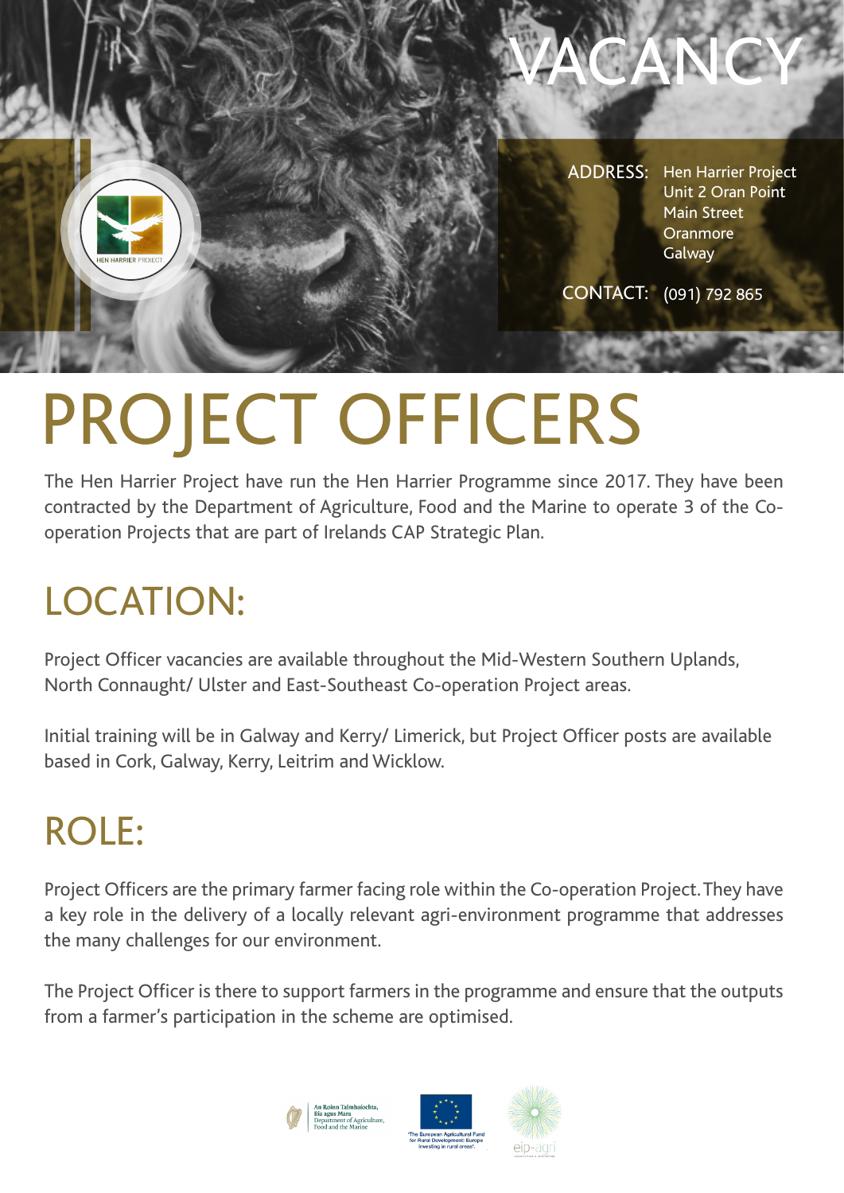# VACANCY

ADDRESS: Hen Harrier Project
Unit 2 Oran Point
Main Street
Oranmore
Galway

CONTACT: (091) 792 865

# PROJECT OFFICERS

The Hen Harrier Project have run the Hen Harrier Programme since 2017. They have been contracted by the Department of Agriculture, Food and the Marine to operate 3 of the Co-operation Projects that are part of Irelands CAP Strategic Plan.

## LOCATION:

Project Officer vacancies are available throughout the Mid-Western Southern Uplands, North Connaught/ Ulster and East-Southeast Co-operation Project areas.

Initial training will be in Galway and Kerry/ Limerick, but Project Officer posts are available based in Cork, Galway, Kerry, Leitrim and Wicklow.

## ROLE:

Project Officers are the primary farmer facing role within the Co-operation Project. They have a key role in the delivery of a locally relevant agri-environment programme that addresses the many challenges for our environment.

The Project Officer is there to support farmers in the programme and ensure that the outputs from a farmer's participation in the scheme are optimised.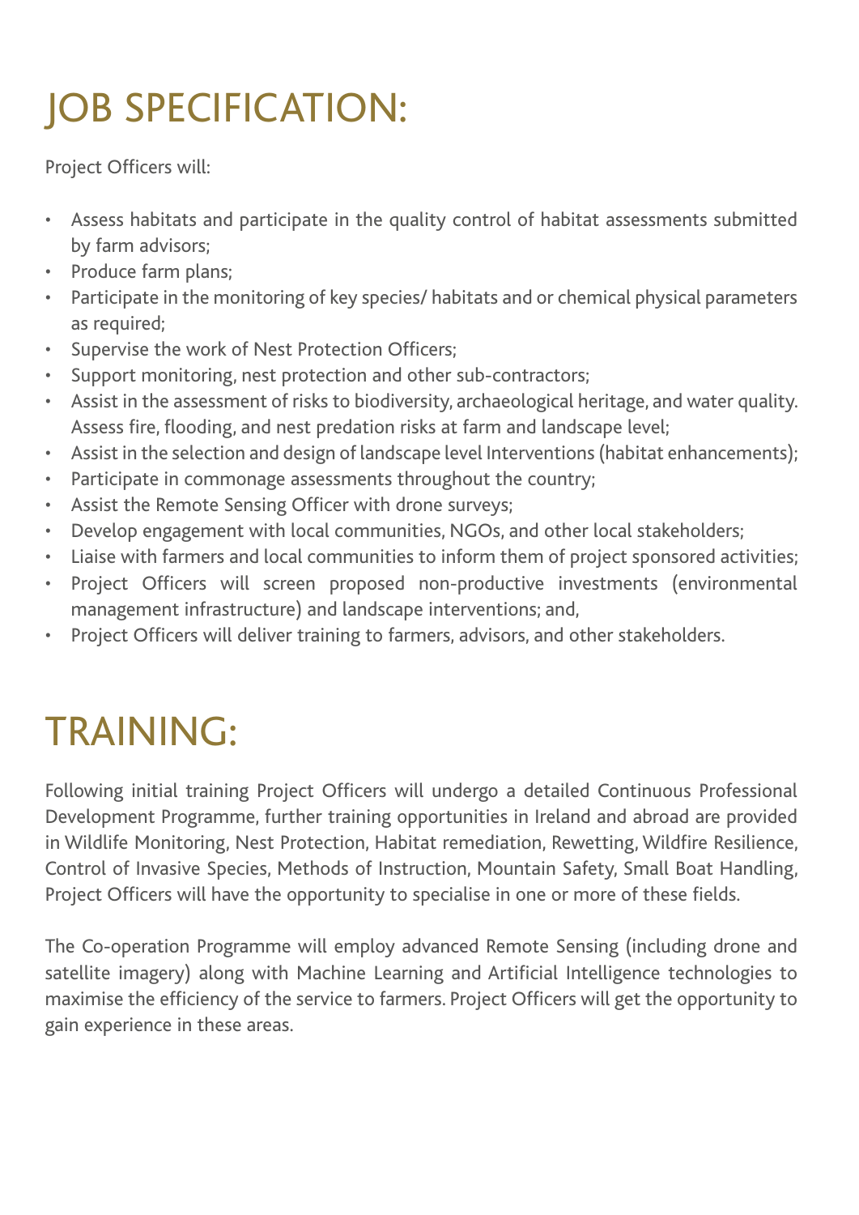# JOB SPECIFICATION:

Project Officers will:

- Assess habitats and participate in the quality control of habitat assessments submitted by farm advisors;
- Produce farm plans;
- Participate in the monitoring of key species/ habitats and or chemical physical parameters as required;
- Supervise the work of Nest Protection Officers;
- Support monitoring, nest protection and other sub-contractors;
- Assist in the assessment of risks to biodiversity, archaeological heritage, and water quality. Assess fire, flooding, and nest predation risks at farm and landscape level;
- Assist in the selection and design of landscape level Interventions (habitat enhancements);
- Participate in commonage assessments throughout the country;
- Assist the Remote Sensing Officer with drone surveys;
- Develop engagement with local communities, NGOs, and other local stakeholders;
- Liaise with farmers and local communities to inform them of project sponsored activities;
- Project Officers will screen proposed non-productive investments (environmental management infrastructure) and landscape interventions; and,
- Project Officers will deliver training to farmers, advisors, and other stakeholders.

# TRAINING:

Following initial training Project Officers will undergo a detailed Continuous Professional Development Programme, further training opportunities in Ireland and abroad are provided in Wildlife Monitoring, Nest Protection, Habitat remediation, Rewetting, Wildfire Resilience, Control of Invasive Species, Methods of Instruction, Mountain Safety, Small Boat Handling, Project Officers will have the opportunity to specialise in one or more of these fields.

The Co-operation Programme will employ advanced Remote Sensing (including drone and satellite imagery) along with Machine Learning and Artificial Intelligence technologies to maximise the efficiency of the service to farmers. Project Officers will get the opportunity to gain experience in these areas.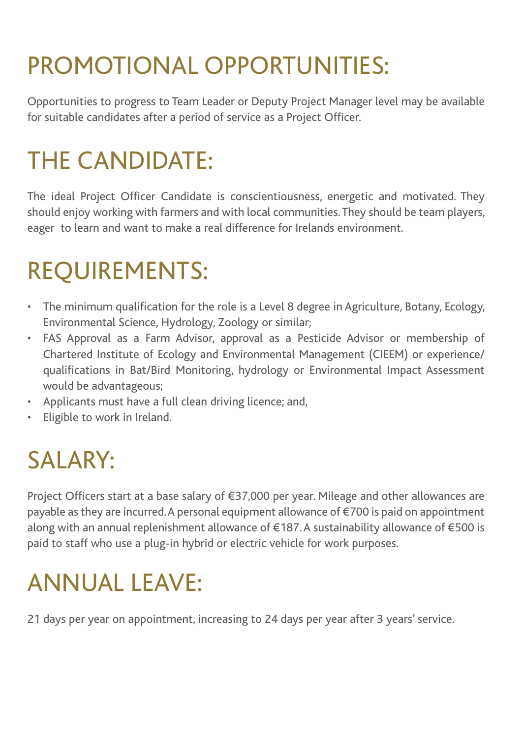# PROMOTIONAL OPPORTUNITIES:

Opportunities to progress to Team Leader or Deputy Project Manager level may be available for suitable candidates after a period of service as a Project Officer.

# THE CANDIDATE:

The ideal Project Officer Candidate is conscientiousness, energetic and motivated. They should enjoy working with farmers and with local communities. They should be team players, eager to learn and want to make a real difference for Irelands environment.

# REQUIREMENTS:

- The minimum qualification for the role is a Level 8 degree in Agriculture, Botany, Ecology, Environmental Science, Hydrology, Zoology or similar;
- FAS Approval as a Farm Advisor, approval as a Pesticide Advisor or membership of Chartered Institute of Ecology and Environmental Management (CIEEM) or experience/ qualifications in Bat/Bird Monitoring, hydrology or Environmental Impact Assessment would be advantageous;
- Applicants must have a full clean driving licence; and,
- Eligible to work in Ireland.

# SALARY:

Project Officers start at a base salary of €37,000 per year. Mileage and other allowances are payable as they are incurred. A personal equipment allowance of €700 is paid on appointment along with an annual replenishment allowance of €187. A sustainability allowance of €500 is paid to staff who use a plug-in hybrid or electric vehicle for work purposes.

# ANNUAL LEAVE:

21 days per year on appointment, increasing to 24 days per year after 3 years' service.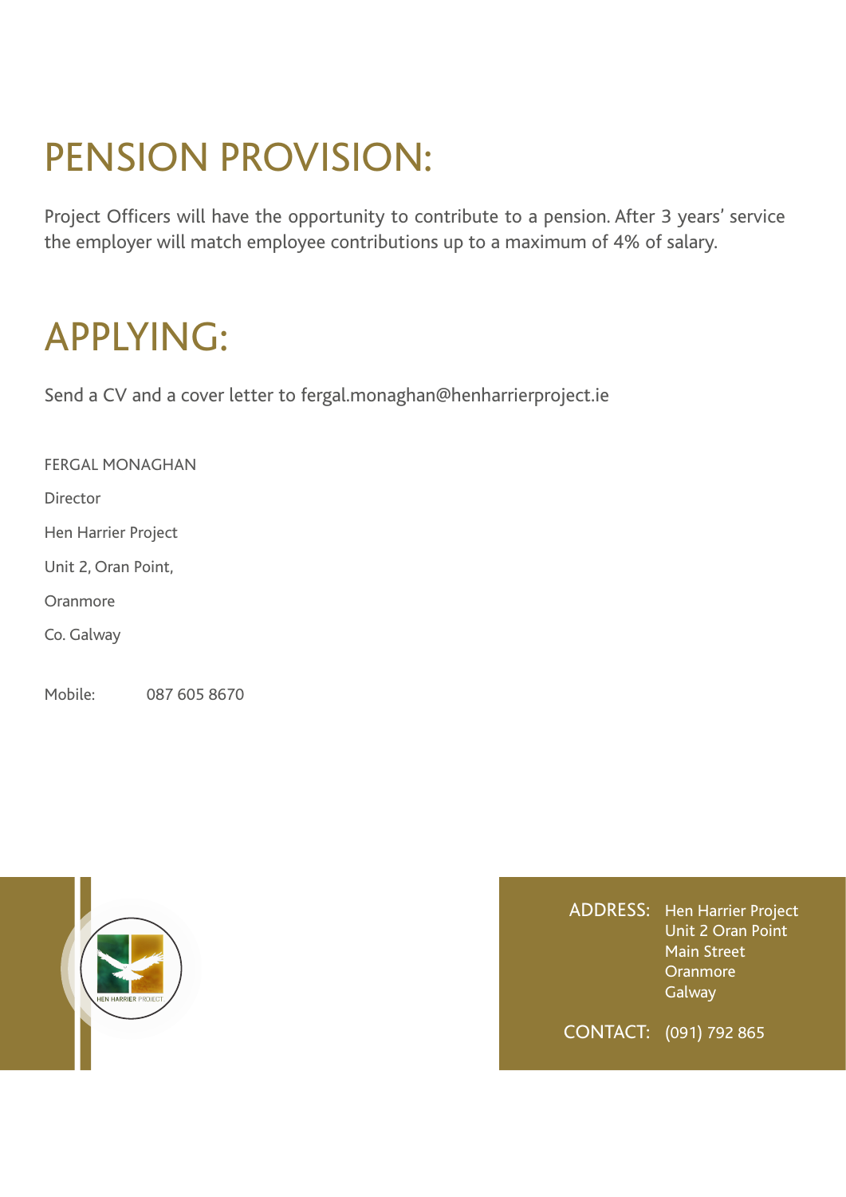# PENSION PROVISION:

Project Officers will have the opportunity to contribute to a pension. After 3 years' service the employer will match employee contributions up to a maximum of 4% of salary.

# APPLYING:

Send a CV and a cover letter to fergal.monaghan@henharrierproject.ie

FERGAL MONAGHAN

Director

Hen Harrier Project

Unit 2, Oran Point,

Oranmore

Co. Galway

Mobile: 087 605 8670

ADDRESS: Hen Harrier Project
Unit 2 Oran Point
Main Street
Oranmore
Galway

CONTACT: (091) 792 865